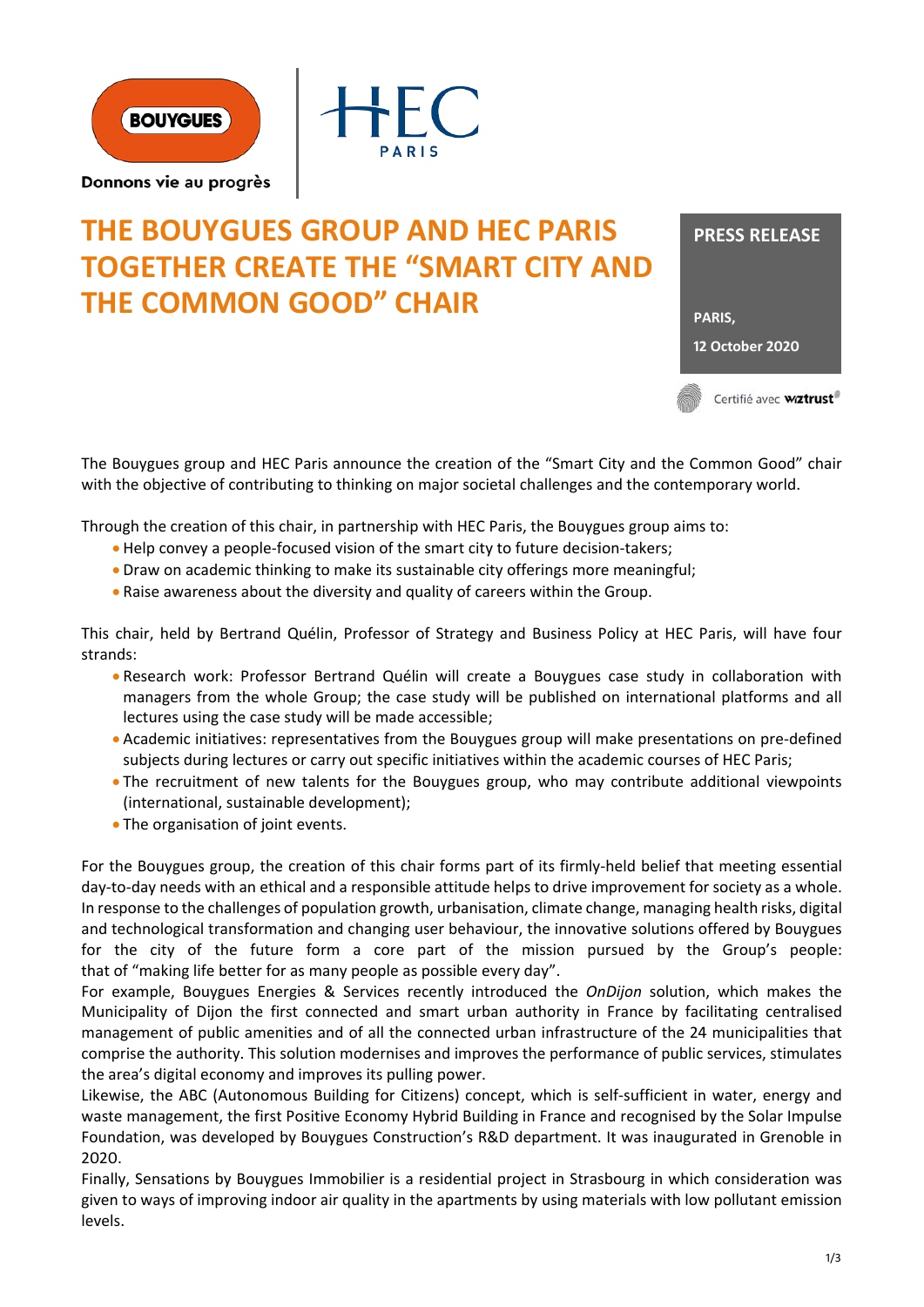Donnons vie au progrès

# THE BOUYGUES GROUP AND HEC PARIS TOGETHER CREATE THE "SMART CITY AND THE COMMON GOOD" CHAIR

**PRESS RELEASE**

**PARIS,**

**12 October 2020**

Certifié avec wiztrust

The Bouygues group and HEC Paris announce the creation of the "Smart City and the Common Good" chair with the objective of contributing to thinking on major societal challenges and the contemporary world.

Through the creation of this chair, in partnership with HEC Paris, the Bouygues group aims to:

- Help convey a people-focused vision of the smart city to future decision-takers;
- Draw on academic thinking to make its sustainable city offerings more meaningful;
- Raise awareness about the diversity and quality of careers within the Group.

This chair, held by Bertrand Quélin, Professor of Strategy and Business Policy at HEC Paris, will have four strands:

- Research work: Professor Bertrand Quélin will create a Bouygues case study in collaboration with managers from the whole Group; the case study will be published on international platforms and all lectures using the case study will be made accessible;
- Academic initiatives: representatives from the Bouygues group will make presentations on pre-defined subjects during lectures or carry out specific initiatives within the academic courses of HEC Paris;
- The recruitment of new talents for the Bouygues group, who may contribute additional viewpoints (international, sustainable development);
- The organisation of joint events.

For the Bouygues group, the creation of this chair forms part of its firmly-held belief that meeting essential day-to-day needs with an ethical and a responsible attitude helps to drive improvement for society as a whole. In response to the challenges of population growth, urbanisation, climate change, managing health risks, digital and technological transformation and changing user behaviour, the innovative solutions offered by Bouygues for the city of the future form a core part of the mission pursued by the Group's people: that of "making life better for as many people as possible every day".

For example, Bouygues Energies & Services recently introduced the *OnDijon* solution, which makes the Municipality of Dijon the first connected and smart urban authority in France by facilitating centralised management of public amenities and of all the connected urban infrastructure of the 24 municipalities that comprise the authority. This solution modernises and improves the performance of public services, stimulates the area's digital economy and improves its pulling power.

Likewise, the ABC (Autonomous Building for Citizens) concept, which is self-sufficient in water, energy and waste management, the first Positive Economy Hybrid Building in France and recognised by the Solar Impulse Foundation, was developed by Bouygues Construction's R&D department. It was inaugurated in Grenoble in 2020.

Finally, Sensations by Bouygues Immobilier is a residential project in Strasbourg in which consideration was given to ways of improving indoor air quality in the apartments by using materials with low pollutant emission levels.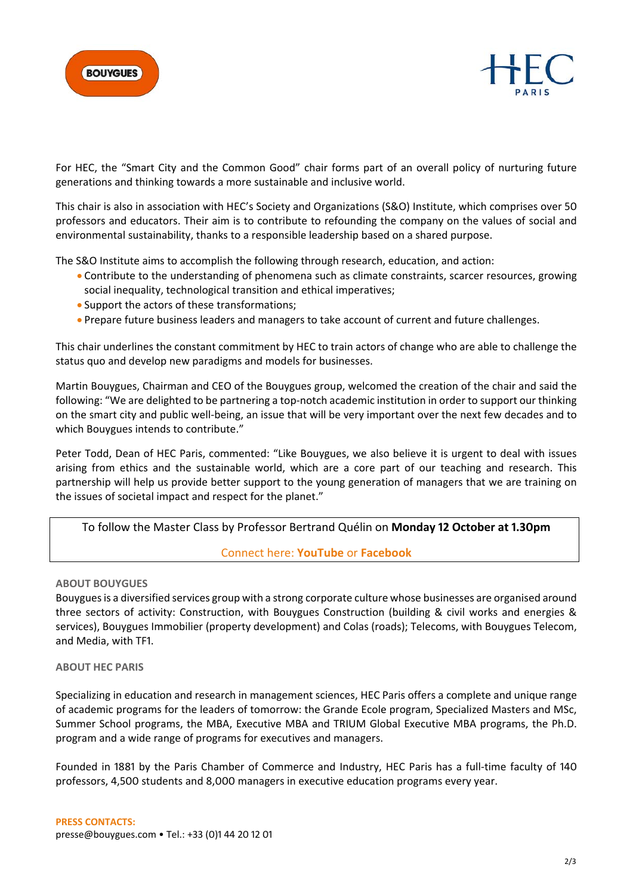For HEC, the "Smart City and the Common Good" chair forms part of an overall policy of nurturing future generations and thinking towards a more sustainable and inclusive world.

This chair is also in association with HEC's Society and Organizations (S&O) Institute, which comprises over 50 professors and educators. Their aim is to contribute to refounding the company on the values of social and environmental sustainability, thanks to a responsible leadership based on a shared purpose.

The S&O Institute aims to accomplish the following through research, education, and action:

- Contribute to the understanding of phenomena such as climate constraints, scarcer resources, growing social inequality, technological transition and ethical imperatives;
- Support the actors of these transformations;
- Prepare future business leaders and managers to take account of current and future challenges.

This chair underlines the constant commitment by HEC to train actors of change who are able to challenge the status quo and develop new paradigms and models for businesses.

Martin Bouygues, Chairman and CEO of the Bouygues group, welcomed the creation of the chair and said the following: "We are delighted to be partnering a top-notch academic institution in order to support our thinking on the smart city and public well-being, an issue that will be very important over the next few decades and to which Bouygues intends to contribute."

Peter Todd, Dean of HEC Paris, commented: "Like Bouygues, we also believe it is urgent to deal with issues arising from ethics and the sustainable world, which are a core part of our teaching and research. This partnership will help us provide better support to the young generation of managers that we are training on the issues of societal impact and respect for the planet."

To follow the Master Class by Professor Bertrand Quélin on **Monday 12 October at 1.30pm**

Connect here: **YouTube** or **Facebook**

**ABOUT BOUYGUES**

Bouygues is a diversified services group with a strong corporate culture whose businesses are organised around three sectors of activity: Construction, with Bouygues Construction (building & civil works and energies & services), Bouygues Immobilier (property development) and Colas (roads); Telecoms, with Bouygues Telecom, and Media, with TF1.

**ABOUT HEC PARIS**

Specializing in education and research in management sciences, HEC Paris offers a complete and unique range of academic programs for the leaders of tomorrow: the Grande Ecole program, Specialized Masters and MSc, Summer School programs, the MBA, Executive MBA and TRIUM Global Executive MBA programs, the Ph.D. program and a wide range of programs for executives and managers.

Founded in 1881 by the Paris Chamber of Commerce and Industry, HEC Paris has a full-time faculty of 140 professors, 4,500 students and 8,000 managers in executive education programs every year.

**PRESS CONTACTS:**
presse@bouygues.com • Tel.: +33 (0)1 44 20 12 01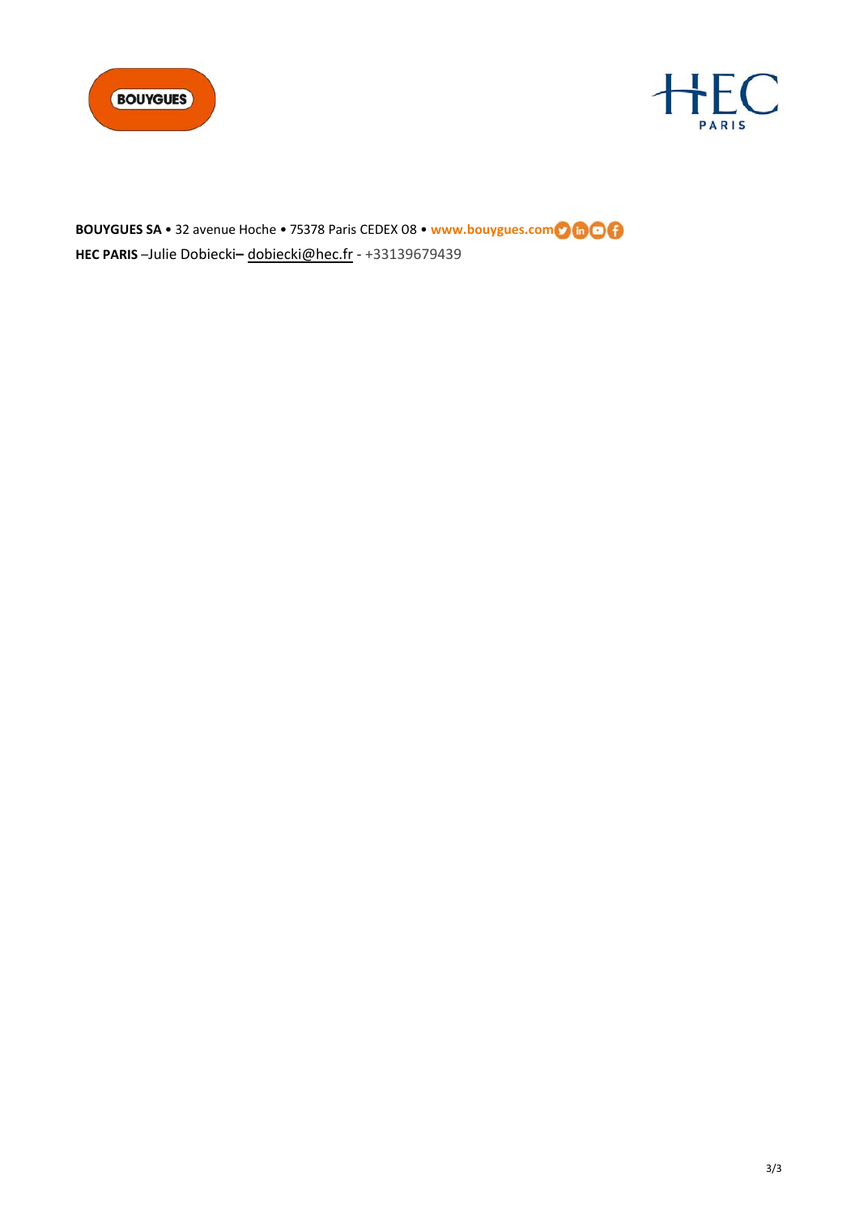**BOUYGUES SA** • 32 avenue Hoche • 75378 Paris CEDEX 08 • **www.bouygues.com**

**HEC PARIS** –Julie Dobiecki**–** dobiecki@hec.fr - +33139679439